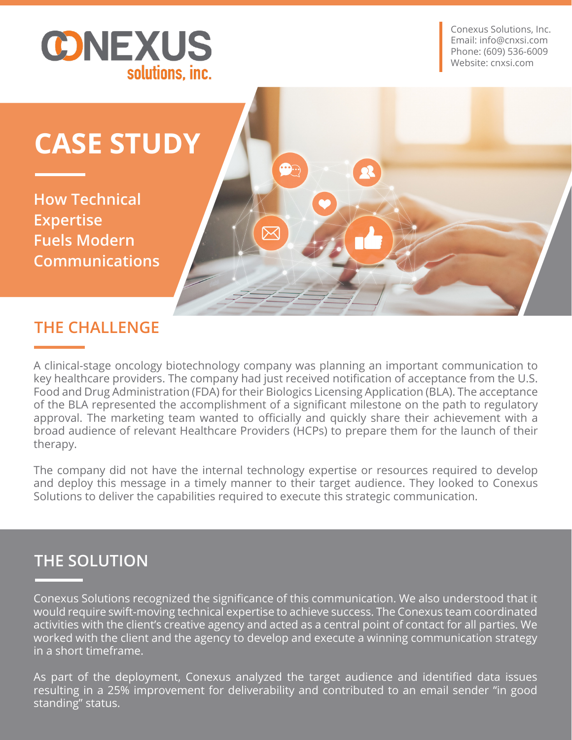Conexus Solutions, Inc.
Email: info@cnxsi.com
Phone: (609) 536-6009
Website: cnxsi.com

# CASE STUDY

## How Technical Expertise Fuels Modern Communications

## THE CHALLENGE

A clinical-stage oncology biotechnology company was planning an important communication to key healthcare providers. The company had just received notification of acceptance from the U.S. Food and Drug Administration (FDA) for their Biologics Licensing Application (BLA). The acceptance of the BLA represented the accomplishment of a significant milestone on the path to regulatory approval. The marketing team wanted to officially and quickly share their achievement with a broad audience of relevant Healthcare Providers (HCPs) to prepare them for the launch of their therapy.

The company did not have the internal technology expertise or resources required to develop and deploy this message in a timely manner to their target audience. They looked to Conexus Solutions to deliver the capabilities required to execute this strategic communication.

## THE SOLUTION

Conexus Solutions recognized the significance of this communication. We also understood that it would require swift-moving technical expertise to achieve success. The Conexus team coordinated activities with the client's creative agency and acted as a central point of contact for all parties. We worked with the client and the agency to develop and execute a winning communication strategy in a short timeframe.

As part of the deployment, Conexus analyzed the target audience and identified data issues resulting in a 25% improvement for deliverability and contributed to an email sender "in good standing" status.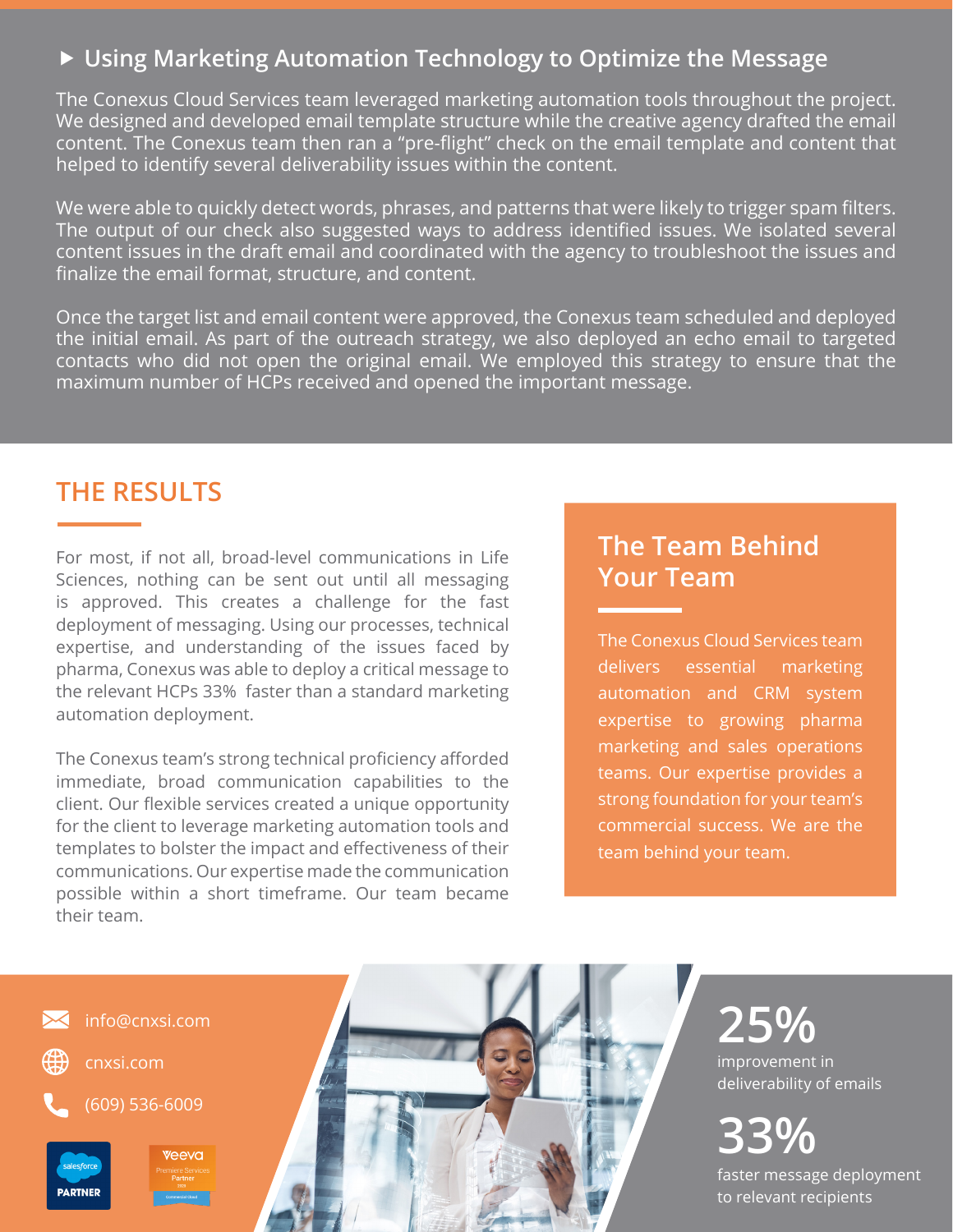## ▸ Using Marketing Automation Technology to Optimize the Message

The Conexus Cloud Services team leveraged marketing automation tools throughout the project. We designed and developed email template structure while the creative agency drafted the email content. The Conexus team then ran a "pre-flight" check on the email template and content that helped to identify several deliverability issues within the content.

We were able to quickly detect words, phrases, and patterns that were likely to trigger spam filters. The output of our check also suggested ways to address identified issues. We isolated several content issues in the draft email and coordinated with the agency to troubleshoot the issues and finalize the email format, structure, and content.

Once the target list and email content were approved, the Conexus team scheduled and deployed the initial email. As part of the outreach strategy, we also deployed an echo email to targeted contacts who did not open the original email. We employed this strategy to ensure that the maximum number of HCPs received and opened the important message.

## THE RESULTS

For most, if not all, broad-level communications in Life Sciences, nothing can be sent out until all messaging is approved. This creates a challenge for the fast deployment of messaging. Using our processes, technical expertise, and understanding of the issues faced by pharma, Conexus was able to deploy a critical message to the relevant HCPs 33% faster than a standard marketing automation deployment.

The Conexus team's strong technical proficiency afforded immediate, broad communication capabilities to the client. Our flexible services created a unique opportunity for the client to leverage marketing automation tools and templates to bolster the impact and effectiveness of their communications. Our expertise made the communication possible within a short timeframe. Our team became their team.

### The Team Behind Your Team

The Conexus Cloud Services team delivers essential marketing automation and CRM system expertise to growing pharma marketing and sales operations teams. Our expertise provides a strong foundation for your team's commercial success. We are the team behind your team.

info@cnxsi.com

cnxsi.com

(609) 536-6009

**25%**
improvement in deliverability of emails

**33%**
faster message deployment to relevant recipients